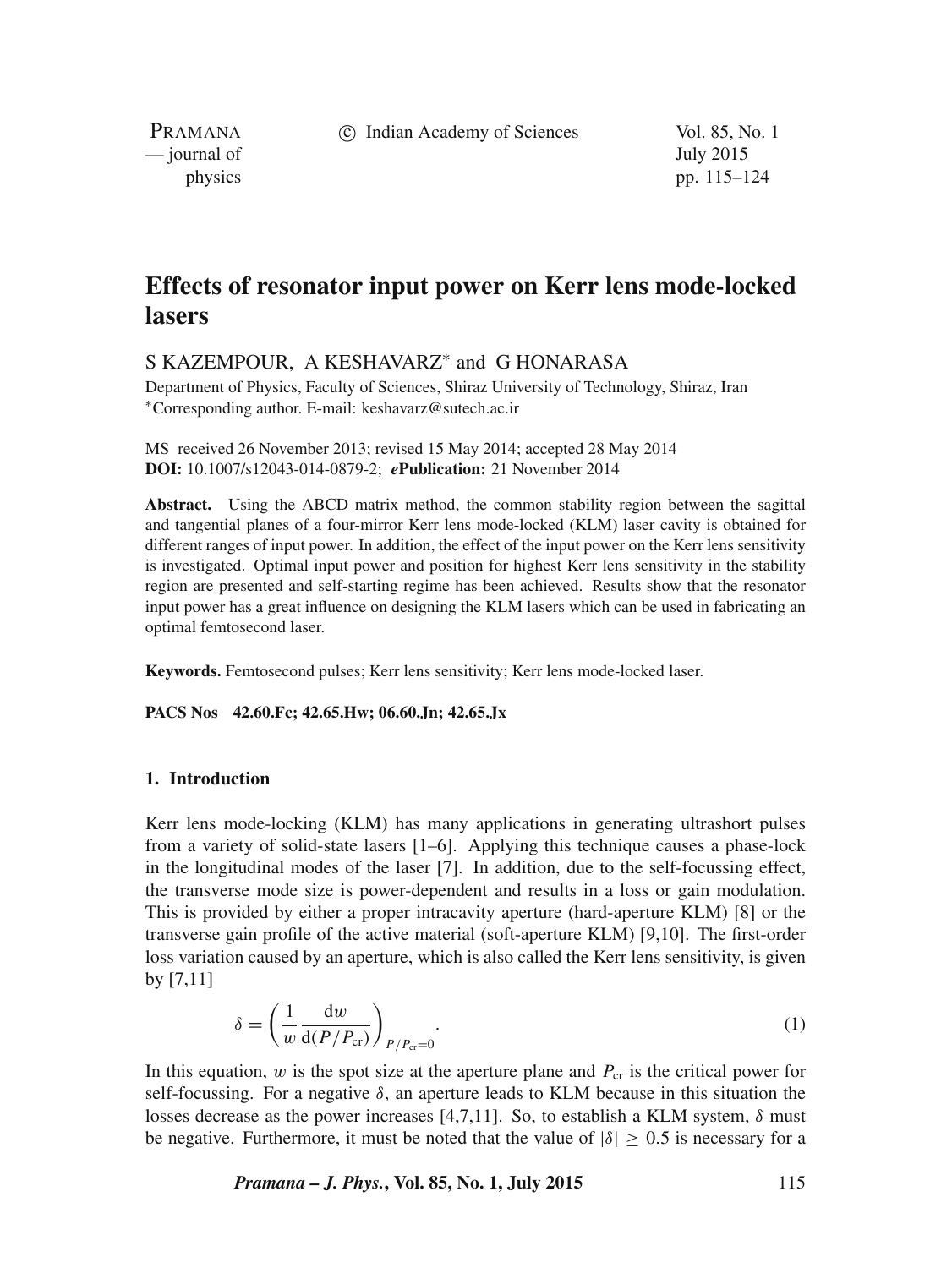# Effects of resonator input power on Kerr lens mode-locked lasers

S KAZEMPOUR, A KESHAVARZ* and G HONARASA

Department of Physics, Faculty of Sciences, Shiraz University of Technology, Shiraz, Iran
*Corresponding author. E-mail: keshavarz@sutech.ac.ir

MS received 26 November 2013; revised 15 May 2014; accepted 28 May 2014
**DOI:** 10.1007/s12043-014-0879-2; ***e*Publication:** 21 November 2014

**Abstract.** Using the ABCD matrix method, the common stability region between the sagittal and tangential planes of a four-mirror Kerr lens mode-locked (KLM) laser cavity is obtained for different ranges of input power. In addition, the effect of the input power on the Kerr lens sensitivity is investigated. Optimal input power and position for highest Kerr lens sensitivity in the stability region are presented and self-starting regime has been achieved. Results show that the resonator input power has a great influence on designing the KLM lasers which can be used in fabricating an optimal femtosecond laser.

**Keywords.** Femtosecond pulses; Kerr lens sensitivity; Kerr lens mode-locked laser.

**PACS Nos** 42.60.Fc; 42.65.Hw; 06.60.Jn; 42.65.Jx

## 1. Introduction

Kerr lens mode-locking (KLM) has many applications in generating ultrashort pulses from a variety of solid-state lasers [1–6]. Applying this technique causes a phase-lock in the longitudinal modes of the laser [7]. In addition, due to the self-focussing effect, the transverse mode size is power-dependent and results in a loss or gain modulation. This is provided by either a proper intracavity aperture (hard-aperture KLM) [8] or the transverse gain profile of the active material (soft-aperture KLM) [9,10]. The first-order loss variation caused by an aperture, which is also called the Kerr lens sensitivity, is given by [7,11]

$$\delta = \left( \frac{1}{w} \frac{\mathrm{d}w}{\mathrm{d}(P/P_{\mathrm{cr}})} \right)_{P/P_{\mathrm{cr}}=0}. \tag{1}$$

In this equation, $w$ is the spot size at the aperture plane and $P_{\mathrm{cr}}$ is the critical power for self-focussing. For a negative $\delta$, an aperture leads to KLM because in this situation the losses decrease as the power increases [4,7,11]. So, to establish a KLM system, $\delta$ must be negative. Furthermore, it must be noted that the value of $|\delta| \geq 0.5$ is necessary for a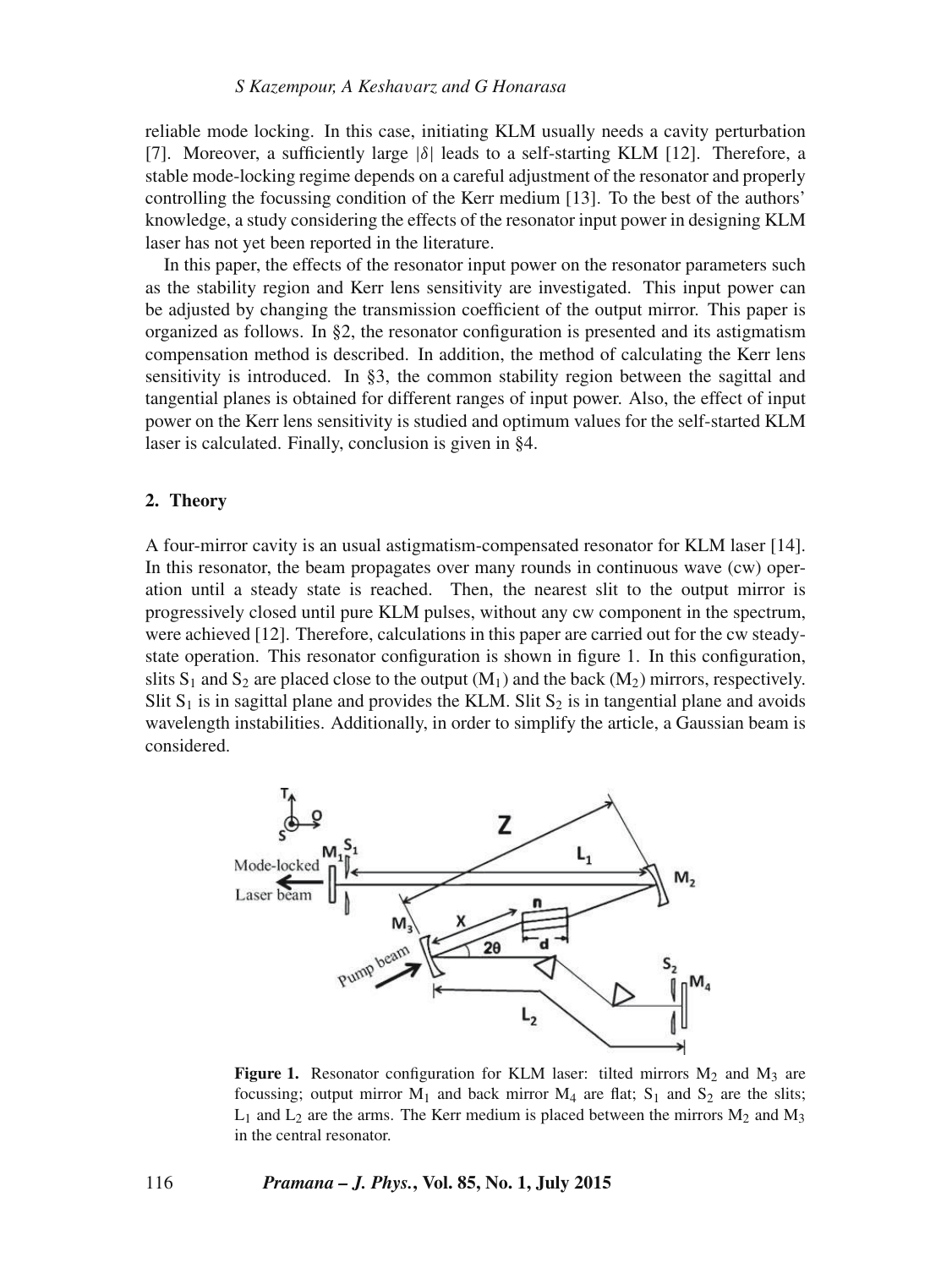reliable mode locking. In this case, initiating KLM usually needs a cavity perturbation [7]. Moreover, a sufficiently large $|\delta|$ leads to a self-starting KLM [12]. Therefore, a stable mode-locking regime depends on a careful adjustment of the resonator and properly controlling the focussing condition of the Kerr medium [13]. To the best of the authors' knowledge, a study considering the effects of the resonator input power in designing KLM laser has not yet been reported in the literature.

In this paper, the effects of the resonator input power on the resonator parameters such as the stability region and Kerr lens sensitivity are investigated. This input power can be adjusted by changing the transmission coefficient of the output mirror. This paper is organized as follows. In §2, the resonator configuration is presented and its astigmatism compensation method is described. In addition, the method of calculating the Kerr lens sensitivity is introduced. In §3, the common stability region between the sagittal and tangential planes is obtained for different ranges of input power. Also, the effect of input power on the Kerr lens sensitivity is studied and optimum values for the self-started KLM laser is calculated. Finally, conclusion is given in §4.

## 2. Theory

A four-mirror cavity is an usual astigmatism-compensated resonator for KLM laser [14]. In this resonator, the beam propagates over many rounds in continuous wave (cw) operation until a steady state is reached. Then, the nearest slit to the output mirror is progressively closed until pure KLM pulses, without any cw component in the spectrum, were achieved [12]. Therefore, calculations in this paper are carried out for the cw steady-state operation. This resonator configuration is shown in figure 1. In this configuration, slits $S_1$ and $S_2$ are placed close to the output ($M_1$) and the back ($M_2$) mirrors, respectively. Slit $S_1$ is in sagittal plane and provides the KLM. Slit $S_2$ is in tangential plane and avoids wavelength instabilities. Additionally, in order to simplify the article, a Gaussian beam is considered.

**Figure 1.** Resonator configuration for KLM laser: tilted mirrors $M_2$ and $M_3$ are focussing; output mirror $M_1$ and back mirror $M_4$ are flat; $S_1$ and $S_2$ are the slits; $L_1$ and $L_2$ are the arms. The Kerr medium is placed between the mirrors $M_2$ and $M_3$ in the central resonator.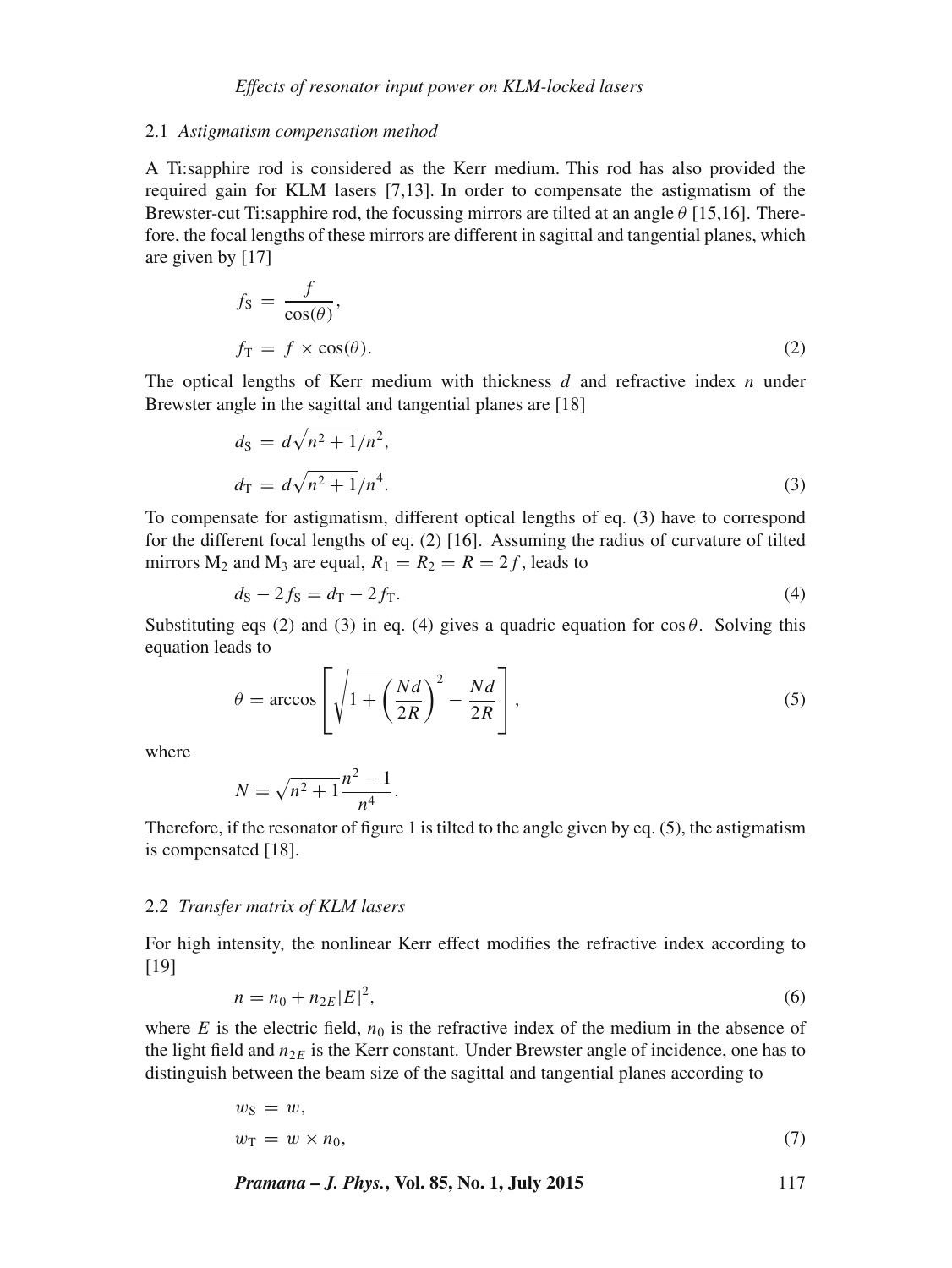### 2.1 *Astigmatism compensation method*

A Ti:sapphire rod is considered as the Kerr medium. This rod has also provided the required gain for KLM lasers [7,13]. In order to compensate the astigmatism of the Brewster-cut Ti:sapphire rod, the focussing mirrors are tilted at an angle $\theta$ [15,16]. Therefore, the focal lengths of these mirrors are different in sagittal and tangential planes, which are given by [17]

$$
\begin{aligned}
f_{\mathrm{S}} &= \frac{f}{\cos(\theta)}, \\
f_{\mathrm{T}} &= f \times \cos(\theta).
\end{aligned}
\tag{2}
$$

The optical lengths of Kerr medium with thickness $d$ and refractive index $n$ under Brewster angle in the sagittal and tangential planes are [18]

$$
\begin{aligned}
d_{\mathrm{S}} &= d\sqrt{n^2+1}/n^2, \\
d_{\mathrm{T}} &= d\sqrt{n^2+1}/n^4.
\end{aligned}
\tag{3}
$$

To compensate for astigmatism, different optical lengths of eq. (3) have to correspond for the different focal lengths of eq. (2) [16]. Assuming the radius of curvature of tilted mirrors $M_2$ and $M_3$ are equal, $R_1 = R_2 = R = 2f$, leads to

$$
d_{\mathrm{S}} - 2f_{\mathrm{S}} = d_{\mathrm{T}} - 2f_{\mathrm{T}}. \tag{4}
$$

Substituting eqs (2) and (3) in eq. (4) gives a quadric equation for $\cos\theta$. Solving this equation leads to

$$
\theta = \arccos\left[\sqrt{1+\left(\frac{Nd}{2R}\right)^2} - \frac{Nd}{2R}\right], \tag{5}
$$

where

$$
N = \sqrt{n^2+1}\,\frac{n^2-1}{n^4}.
$$

Therefore, if the resonator of figure 1 is tilted to the angle given by eq. (5), the astigmatism is compensated [18].

### 2.2 *Transfer matrix of KLM lasers*

For high intensity, the nonlinear Kerr effect modifies the refractive index according to [19]

$$
n = n_0 + n_{2E}|E|^2, \tag{6}
$$

where $E$ is the electric field, $n_0$ is the refractive index of the medium in the absence of the light field and $n_{2E}$ is the Kerr constant. Under Brewster angle of incidence, one has to distinguish between the beam size of the sagittal and tangential planes according to

$$
\begin{aligned}
w_{\mathrm{S}} &= w, \\
w_{\mathrm{T}} &= w \times n_0,
\end{aligned}
\tag{7}
$$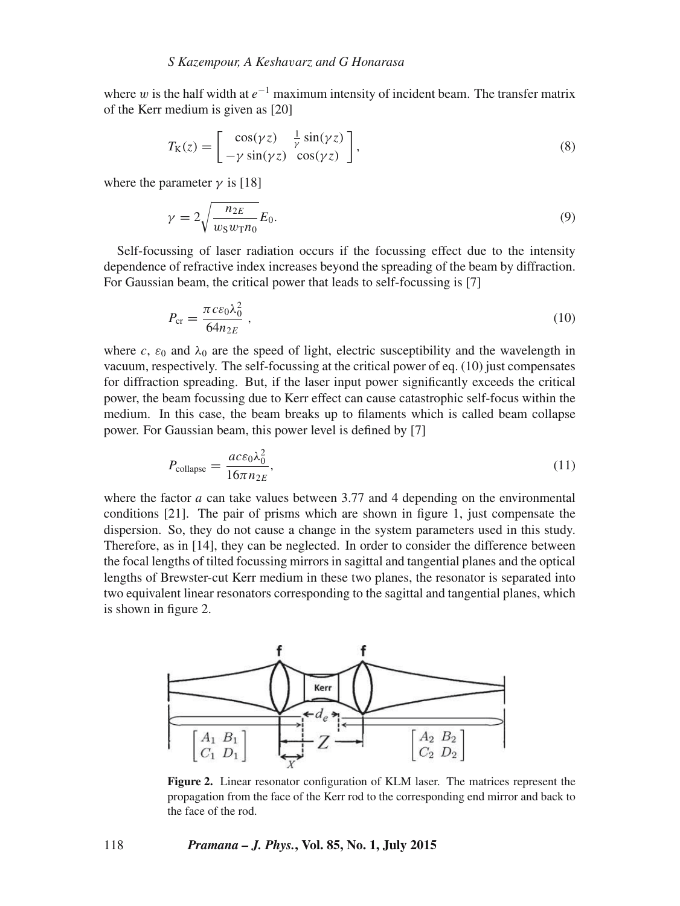where $w$ is the half width at $e^{-1}$ maximum intensity of incident beam. The transfer matrix of the Kerr medium is given as [20]

$$T_{\mathrm{K}}(z) = \begin{bmatrix} \cos(\gamma z) & \frac{1}{\gamma}\sin(\gamma z) \\ -\gamma \sin(\gamma z) & \cos(\gamma z) \end{bmatrix}, \tag{8}$$

where the parameter $\gamma$ is [18]

$$\gamma = 2\sqrt{\frac{n_{2E}}{w_{\mathrm{S}} w_{\mathrm{T}} n_0}} E_0. \tag{9}$$

Self-focussing of laser radiation occurs if the focussing effect due to the intensity dependence of refractive index increases beyond the spreading of the beam by diffraction. For Gaussian beam, the critical power that leads to self-focussing is [7]

$$P_{\mathrm{cr}} = \frac{\pi c \varepsilon_0 \lambda_0^2}{64 n_{2E}}, \tag{10}$$

where $c$, $\varepsilon_0$ and $\lambda_0$ are the speed of light, electric susceptibility and the wavelength in vacuum, respectively. The self-focussing at the critical power of eq. (10) just compensates for diffraction spreading. But, if the laser input power significantly exceeds the critical power, the beam focussing due to Kerr effect can cause catastrophic self-focus within the medium. In this case, the beam breaks up to filaments which is called beam collapse power. For Gaussian beam, this power level is defined by [7]

$$P_{\mathrm{collapse}} = \frac{a c \varepsilon_0 \lambda_0^2}{16 \pi n_{2E}}, \tag{11}$$

where the factor $a$ can take values between 3.77 and 4 depending on the environmental conditions [21]. The pair of prisms which are shown in figure 1, just compensate the dispersion. So, they do not cause a change in the system parameters used in this study. Therefore, as in [14], they can be neglected. In order to consider the difference between the focal lengths of tilted focussing mirrors in sagittal and tangential planes and the optical lengths of Brewster-cut Kerr medium in these two planes, the resonator is separated into two equivalent linear resonators corresponding to the sagittal and tangential planes, which is shown in figure 2.

**Figure 2.** Linear resonator configuration of KLM laser. The matrices represent the propagation from the face of the Kerr rod to the corresponding end mirror and back to the face of the rod.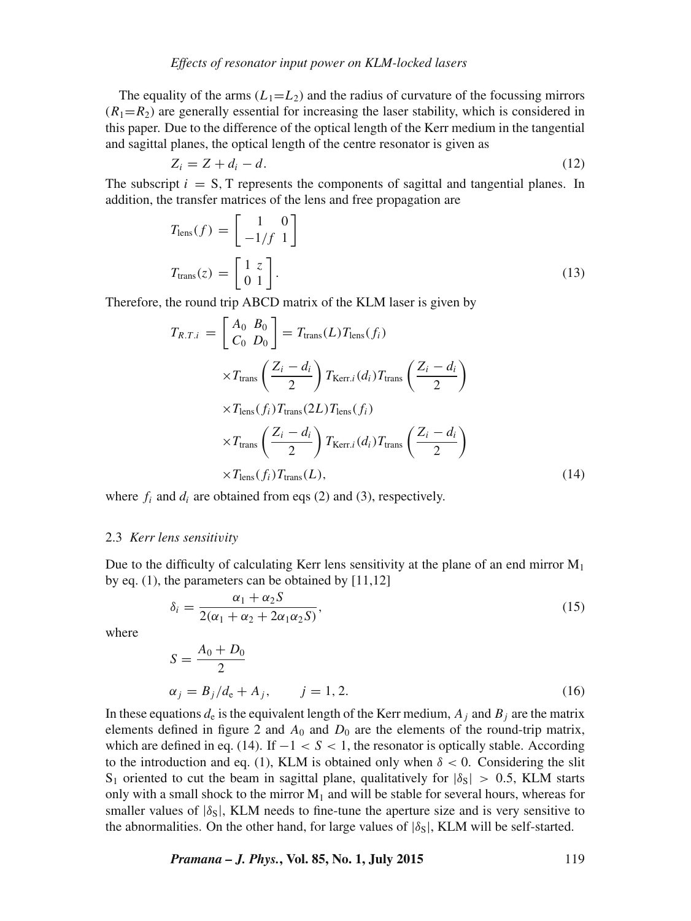The equality of the arms ($L_1$=$L_2$) and the radius of curvature of the focussing mirrors ($R_1$=$R_2$) are generally essential for increasing the laser stability, which is considered in this paper. Due to the difference of the optical length of the Kerr medium in the tangential and sagittal planes, the optical length of the centre resonator is given as

$$Z_i = Z + d_i - d. \tag{12}$$

The subscript $i$ = S, T represents the components of sagittal and tangential planes. In addition, the transfer matrices of the lens and free propagation are

$$T_{\text{lens}}(f) = \begin{bmatrix} 1 & 0 \\ -1/f & 1 \end{bmatrix}$$

$$T_{\text{trans}}(z) = \begin{bmatrix} 1 & z \\ 0 & 1 \end{bmatrix}. \tag{13}$$

Therefore, the round trip ABCD matrix of the KLM laser is given by

$$\begin{aligned} T_{R.T.i} = \begin{bmatrix} A_0 & B_0 \\ C_0 & D_0 \end{bmatrix} &= T_{\text{trans}}(L) T_{\text{lens}}(f_i) \\ &\times T_{\text{trans}}\left(\frac{Z_i - d_i}{2}\right) T_{\text{Kerr}.i}(d_i) T_{\text{trans}}\left(\frac{Z_i - d_i}{2}\right) \\ &\times T_{\text{lens}}(f_i) T_{\text{trans}}(2L) T_{\text{lens}}(f_i) \\ &\times T_{\text{trans}}\left(\frac{Z_i - d_i}{2}\right) T_{\text{Kerr}.i}(d_i) T_{\text{trans}}\left(\frac{Z_i - d_i}{2}\right) \\ &\times T_{\text{lens}}(f_i) T_{\text{trans}}(L), \end{aligned} \tag{14}$$

where $f_i$ and $d_i$ are obtained from eqs (2) and (3), respectively.

### 2.3 *Kerr lens sensitivity*

Due to the difficulty of calculating Kerr lens sensitivity at the plane of an end mirror $M_1$ by eq. (1), the parameters can be obtained by [11,12]

$$\delta_i = \frac{\alpha_1 + \alpha_2 S}{2(\alpha_1 + \alpha_2 + 2\alpha_1 \alpha_2 S)}, \tag{15}$$

where

$$S = \frac{A_0 + D_0}{2}$$

$$\alpha_j = B_j/d_e + A_j, \qquad j = 1, 2. \tag{16}$$

In these equations $d_e$ is the equivalent length of the Kerr medium, $A_j$ and $B_j$ are the matrix elements defined in figure 2 and $A_0$ and $D_0$ are the elements of the round-trip matrix, which are defined in eq. (14). If $-1 < S < 1$, the resonator is optically stable. According to the introduction and eq. (1), KLM is obtained only when $\delta < 0$. Considering the slit $S_1$ oriented to cut the beam in sagittal plane, qualitatively for $|\delta_S| > 0.5$, KLM starts only with a small shock to the mirror $M_1$ and will be stable for several hours, whereas for smaller values of $|\delta_S|$, KLM needs to fine-tune the aperture size and is very sensitive to the abnormalities. On the other hand, for large values of $|\delta_S|$, KLM will be self-started.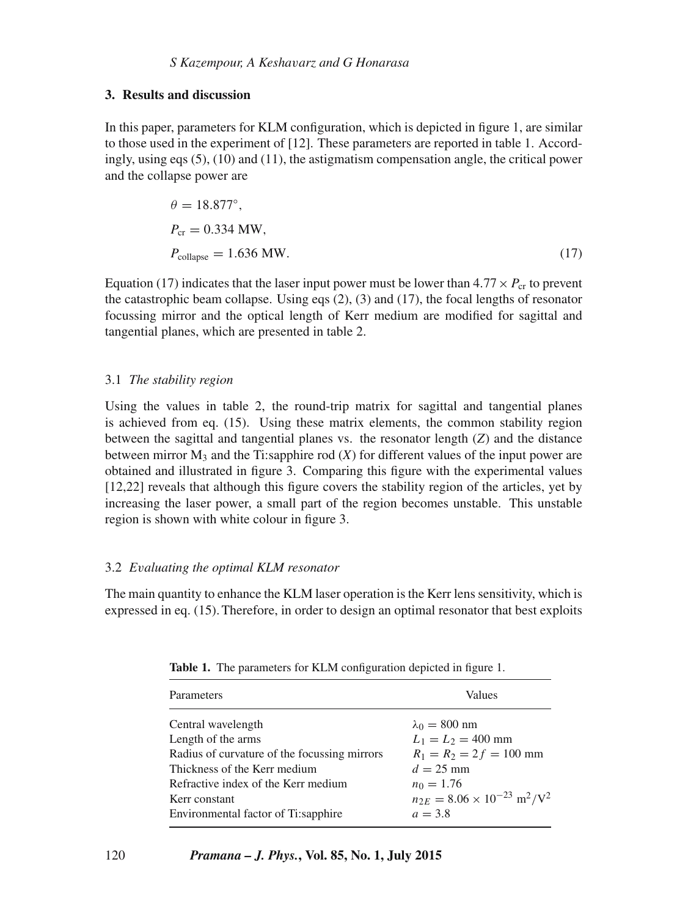## 3. Results and discussion

In this paper, parameters for KLM configuration, which is depicted in figure 1, are similar to those used in the experiment of [12]. These parameters are reported in table 1. Accordingly, using eqs (5), (10) and (11), the astigmatism compensation angle, the critical power and the collapse power are

$$
\begin{aligned}
&\theta = 18.877^{\circ}, \\
&P_{\mathrm{cr}} = 0.334 \text{ MW}, \\
&P_{\mathrm{collapse}} = 1.636 \text{ MW}.
\end{aligned}
\tag{17}
$$

Equation (17) indicates that the laser input power must be lower than $4.77 \times P_{\mathrm{cr}}$ to prevent the catastrophic beam collapse. Using eqs (2), (3) and (17), the focal lengths of resonator focussing mirror and the optical length of Kerr medium are modified for sagittal and tangential planes, which are presented in table 2.

### 3.1 *The stability region*

Using the values in table 2, the round-trip matrix for sagittal and tangential planes is achieved from eq. (15). Using these matrix elements, the common stability region between the sagittal and tangential planes vs. the resonator length ($Z$) and the distance between mirror $M_3$ and the Ti:sapphire rod ($X$) for different values of the input power are obtained and illustrated in figure 3. Comparing this figure with the experimental values [12,22] reveals that although this figure covers the stability region of the articles, yet by increasing the laser power, a small part of the region becomes unstable. This unstable region is shown with white colour in figure 3.

### 3.2 *Evaluating the optimal KLM resonator*

The main quantity to enhance the KLM laser operation is the Kerr lens sensitivity, which is expressed in eq. (15). Therefore, in order to design an optimal resonator that best exploits

**Table 1.** The parameters for KLM configuration depicted in figure 1.

| Parameters | Values |
|---|---|
| Central wavelength | $\lambda_0 = 800$ nm |
| Length of the arms | $L_1 = L_2 = 400$ mm |
| Radius of curvature of the focussing mirrors | $R_1 = R_2 = 2f = 100$ mm |
| Thickness of the Kerr medium | $d = 25$ mm |
| Refractive index of the Kerr medium | $n_0 = 1.76$ |
| Kerr constant | $n_{2E} = 8.06 \times 10^{-23}$ m$^2$/V$^2$ |
| Environmental factor of Ti:sapphire | $a = 3.8$ |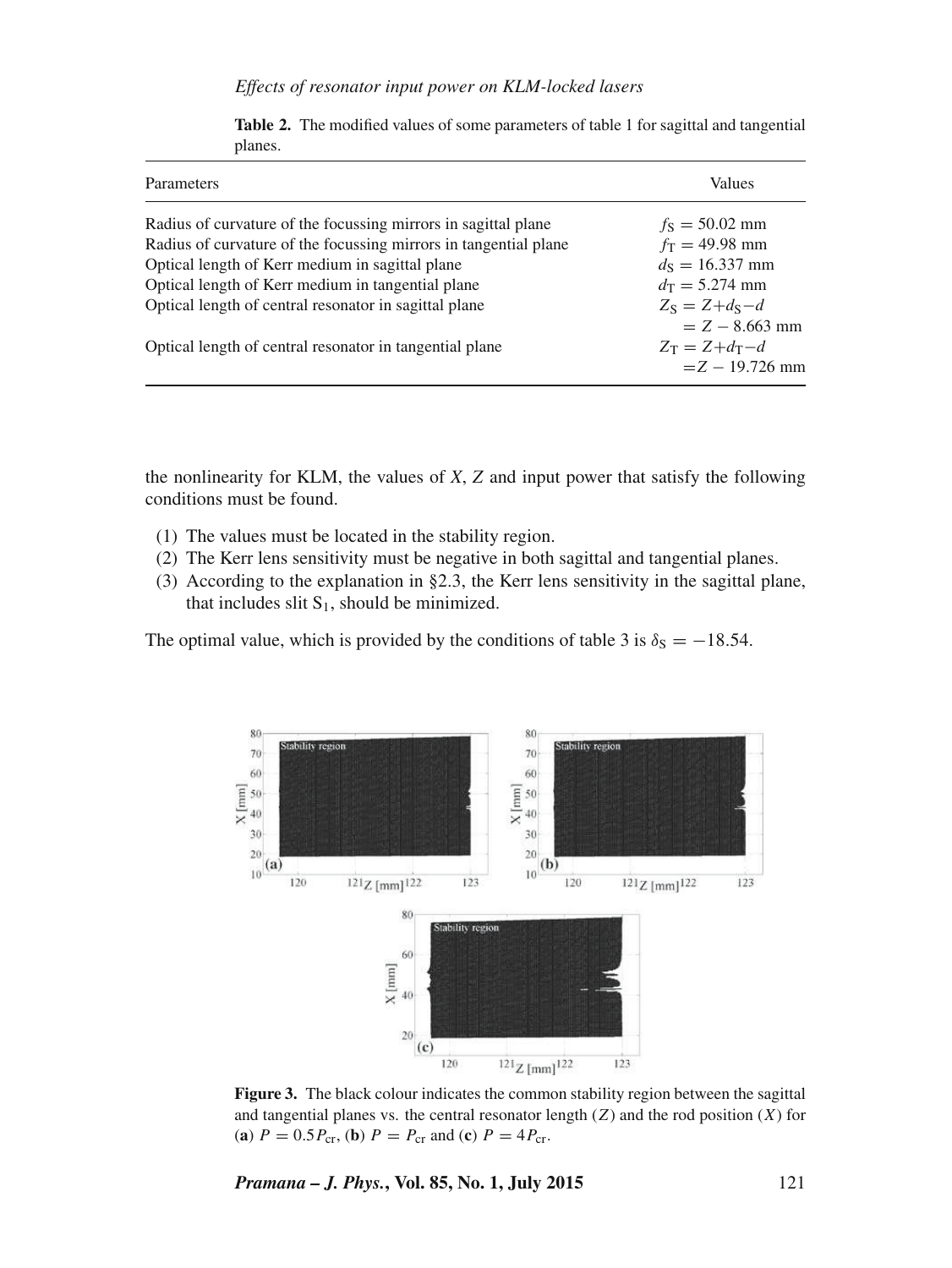**Table 2.** The modified values of some parameters of table 1 for sagittal and tangential planes.

| Parameters | Values |
| --- | --- |
| Radius of curvature of the focussing mirrors in sagittal plane | $f_S = 50.02$ mm |
| Radius of curvature of the focussing mirrors in tangential plane | $f_T = 49.98$ mm |
| Optical length of Kerr medium in sagittal plane | $d_S = 16.337$ mm |
| Optical length of Kerr medium in tangential plane | $d_T = 5.274$ mm |
| Optical length of central resonator in sagittal plane | $Z_S = Z + d_S - d$ $= Z - 8.663$ mm |
| Optical length of central resonator in tangential plane | $Z_T = Z + d_T - d$ $= Z - 19.726$ mm |

the nonlinearity for KLM, the values of *X*, *Z* and input power that satisfy the following conditions must be found.

1. The values must be located in the stability region.
2. The Kerr lens sensitivity must be negative in both sagittal and tangential planes.
3. According to the explanation in §2.3, the Kerr lens sensitivity in the sagittal plane, that includes slit $S_1$, should be minimized.

The optimal value, which is provided by the conditions of table 3 is $\delta_S = -18.54$.

**Figure 3.** The black colour indicates the common stability region between the sagittal and tangential planes vs. the central resonator length ($Z$) and the rod position ($X$) for (**a**) $P = 0.5P_{cr}$, (**b**) $P = P_{cr}$ and (**c**) $P = 4P_{cr}$.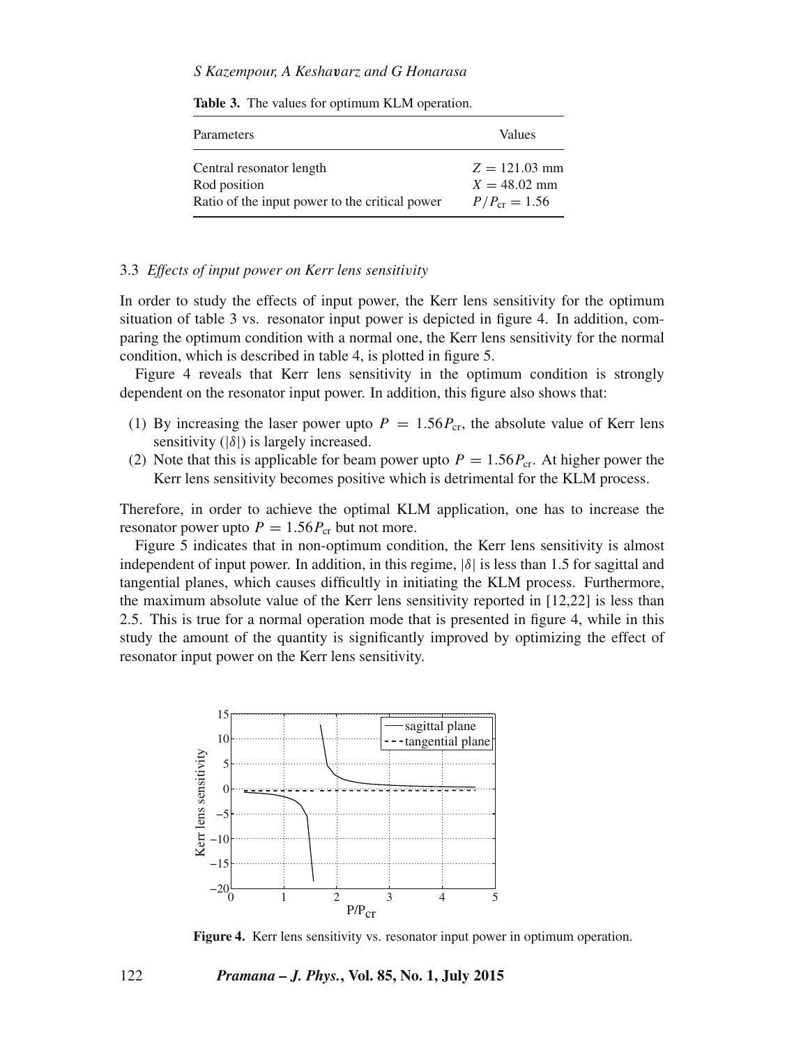**Table 3.** The values for optimum KLM operation.

| Parameters | Values |
| --- | --- |
| Central resonator length | $Z = 121.03$ mm |
| Rod position | $X = 48.02$ mm |
| Ratio of the input power to the critical power | $P/P_{\mathrm{cr}} = 1.56$ |

### 3.3 *Effects of input power on Kerr lens sensitivity*

In order to study the effects of input power, the Kerr lens sensitivity for the optimum situation of table 3 vs. resonator input power is depicted in figure 4. In addition, comparing the optimum condition with a normal one, the Kerr lens sensitivity for the normal condition, which is described in table 4, is plotted in figure 5.

Figure 4 reveals that Kerr lens sensitivity in the optimum condition is strongly dependent on the resonator input power. In addition, this figure also shows that:

1. By increasing the laser power upto $P = 1.56P_{\mathrm{cr}}$, the absolute value of Kerr lens sensitivity ($|\delta|$) is largely increased.
2. Note that this is applicable for beam power upto $P = 1.56P_{\mathrm{cr}}$. At higher power the Kerr lens sensitivity becomes positive which is detrimental for the KLM process.

Therefore, in order to achieve the optimal KLM application, one has to increase the resonator power upto $P = 1.56P_{\mathrm{cr}}$ but not more.

Figure 5 indicates that in non-optimum condition, the Kerr lens sensitivity is almost independent of input power. In addition, in this regime, $|\delta|$ is less than 1.5 for sagittal and tangential planes, which causes difficultly in initiating the KLM process. Furthermore, the maximum absolute value of the Kerr lens sensitivity reported in [12,22] is less than 2.5. This is true for a normal operation mode that is presented in figure 4, while in this study the amount of the quantity is significantly improved by optimizing the effect of resonator input power on the Kerr lens sensitivity.

**Figure 4.** Kerr lens sensitivity vs. resonator input power in optimum operation.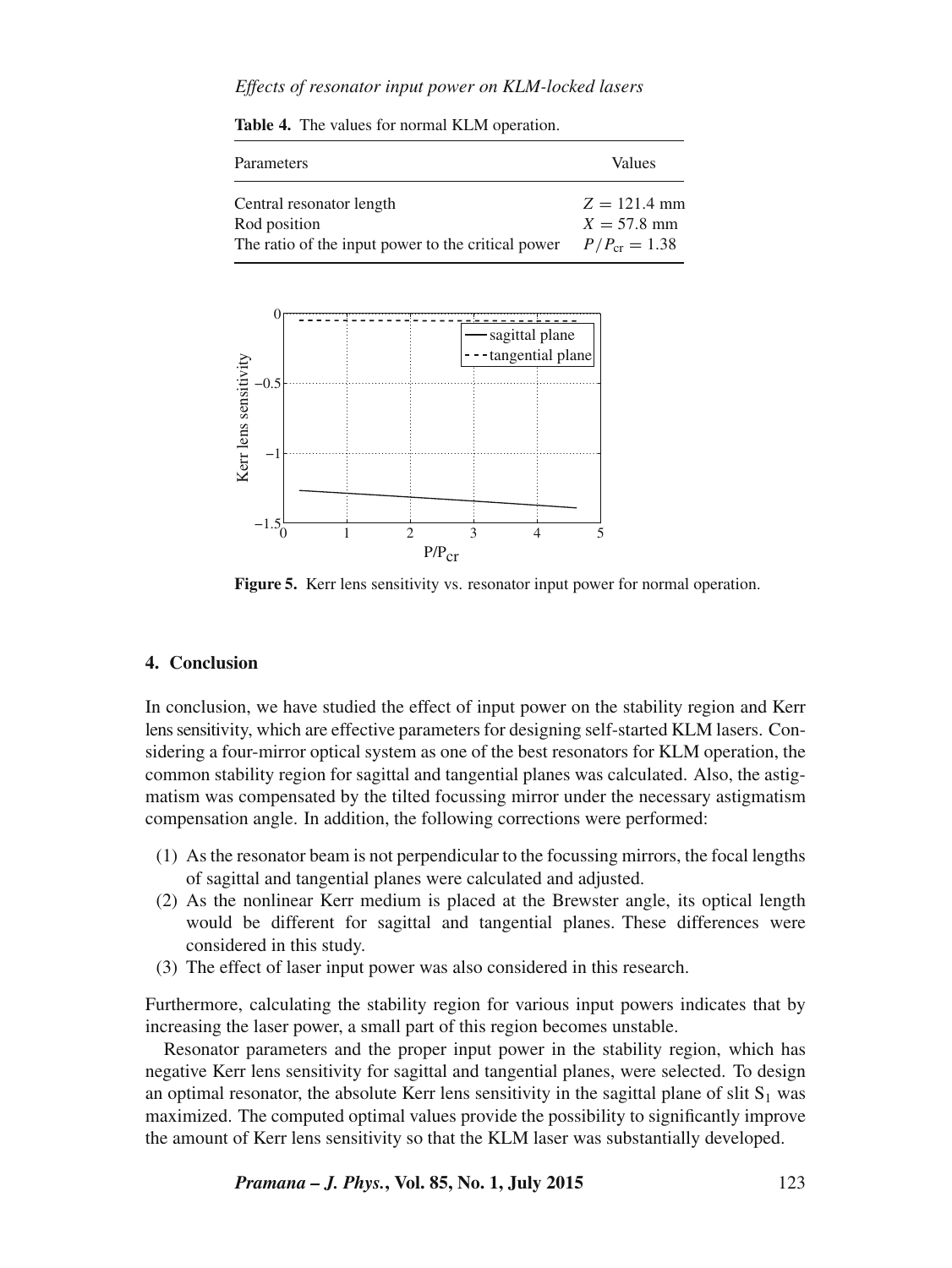**Table 4.** The values for normal KLM operation.

| Parameters | Values |
| --- | --- |
| Central resonator length | $Z = 121.4$ mm |
| Rod position | $X = 57.8$ mm |
| The ratio of the input power to the critical power | $P/P_{\mathrm{cr}} = 1.38$ |

**Figure 5.** Kerr lens sensitivity vs. resonator input power for normal operation.

## 4. Conclusion

In conclusion, we have studied the effect of input power on the stability region and Kerr lens sensitivity, which are effective parameters for designing self-started KLM lasers. Considering a four-mirror optical system as one of the best resonators for KLM operation, the common stability region for sagittal and tangential planes was calculated. Also, the astigmatism was compensated by the tilted focussing mirror under the necessary astigmatism compensation angle. In addition, the following corrections were performed:

1. As the resonator beam is not perpendicular to the focussing mirrors, the focal lengths of sagittal and tangential planes were calculated and adjusted.
2. As the nonlinear Kerr medium is placed at the Brewster angle, its optical length would be different for sagittal and tangential planes. These differences were considered in this study.
3. The effect of laser input power was also considered in this research.

Furthermore, calculating the stability region for various input powers indicates that by increasing the laser power, a small part of this region becomes unstable.

Resonator parameters and the proper input power in the stability region, which has negative Kerr lens sensitivity for sagittal and tangential planes, were selected. To design an optimal resonator, the absolute Kerr lens sensitivity in the sagittal plane of slit $S_1$ was maximized. The computed optimal values provide the possibility to significantly improve the amount of Kerr lens sensitivity so that the KLM laser was substantially developed.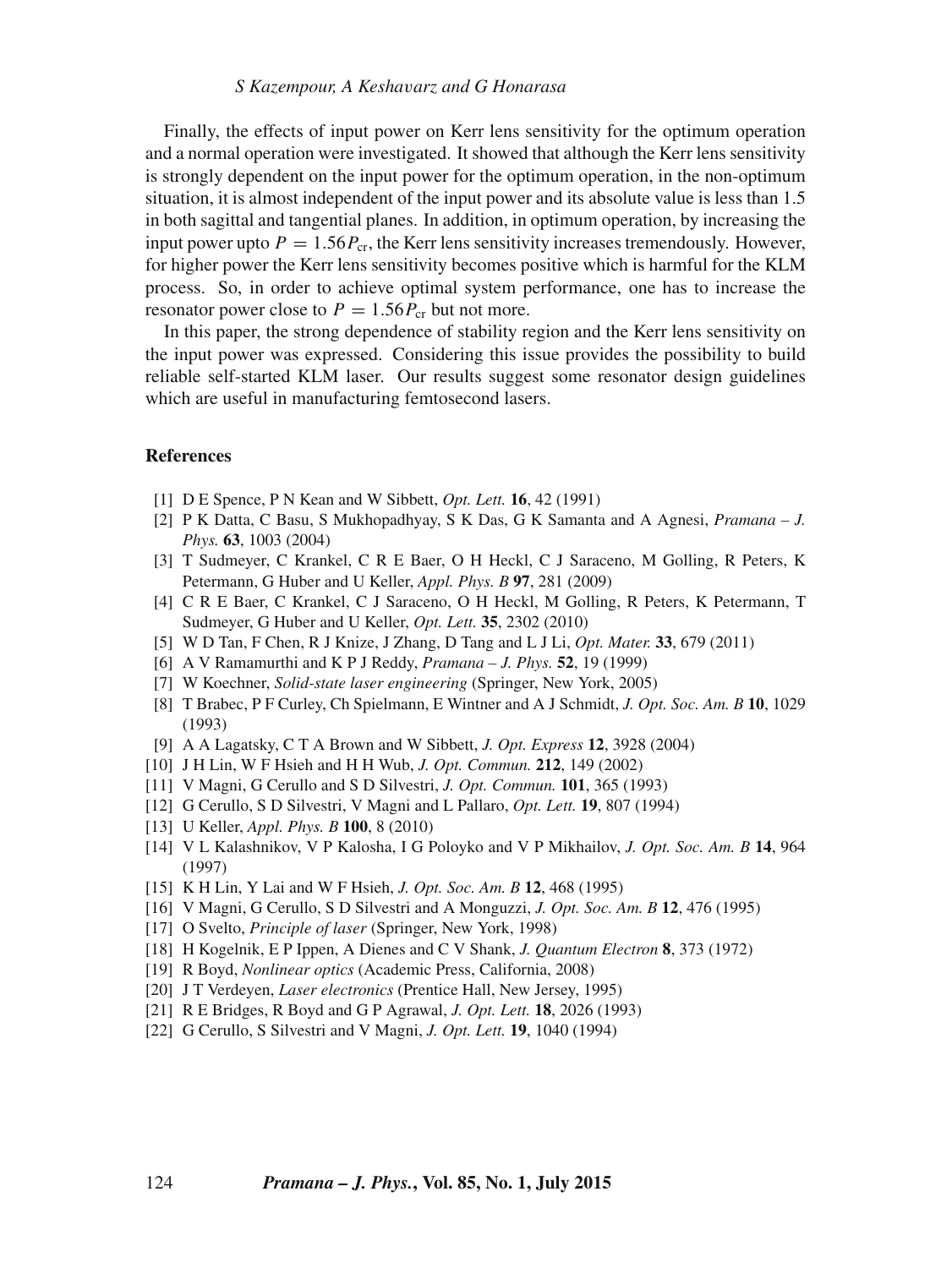Finally, the effects of input power on Kerr lens sensitivity for the optimum operation and a normal operation were investigated. It showed that although the Kerr lens sensitivity is strongly dependent on the input power for the optimum operation, in the non-optimum situation, it is almost independent of the input power and its absolute value is less than 1.5 in both sagittal and tangential planes. In addition, in optimum operation, by increasing the input power upto $P = 1.56P_{\mathrm{cr}}$, the Kerr lens sensitivity increases tremendously. However, for higher power the Kerr lens sensitivity becomes positive which is harmful for the KLM process. So, in order to achieve optimal system performance, one has to increase the resonator power close to $P = 1.56P_{\mathrm{cr}}$ but not more.

In this paper, the strong dependence of stability region and the Kerr lens sensitivity on the input power was expressed. Considering this issue provides the possibility to build reliable self-started KLM laser. Our results suggest some resonator design guidelines which are useful in manufacturing femtosecond lasers.

## References

[1] D E Spence, P N Kean and W Sibbett, *Opt. Lett.* **16**, 42 (1991)

[2] P K Datta, C Basu, S Mukhopadhyay, S K Das, G K Samanta and A Agnesi, *Pramana – J. Phys.* **63**, 1003 (2004)

[3] T Sudmeyer, C Krankel, C R E Baer, O H Heckl, C J Saraceno, M Golling, R Peters, K Petermann, G Huber and U Keller, *Appl. Phys. B* **97**, 281 (2009)

[4] C R E Baer, C Krankel, C J Saraceno, O H Heckl, M Golling, R Peters, K Petermann, T Sudmeyer, G Huber and U Keller, *Opt. Lett.* **35**, 2302 (2010)

[5] W D Tan, F Chen, R J Knize, J Zhang, D Tang and L J Li, *Opt. Mater.* **33**, 679 (2011)

[6] A V Ramamurthi and K P J Reddy, *Pramana – J. Phys.* **52**, 19 (1999)

[7] W Koechner, *Solid-state laser engineering* (Springer, New York, 2005)

[8] T Brabec, P F Curley, Ch Spielmann, E Wintner and A J Schmidt, *J. Opt. Soc. Am. B* **10**, 1029 (1993)

[9] A A Lagatsky, C T A Brown and W Sibbett, *J. Opt. Express* **12**, 3928 (2004)

[10] J H Lin, W F Hsieh and H H Wub, *J. Opt. Commun.* **212**, 149 (2002)

[11] V Magni, G Cerullo and S D Silvestri, *J. Opt. Commun.* **101**, 365 (1993)

[12] G Cerullo, S D Silvestri, V Magni and L Pallaro, *Opt. Lett.* **19**, 807 (1994)

[13] U Keller, *Appl. Phys. B* **100**, 8 (2010)

[14] V L Kalashnikov, V P Kalosha, I G Poloyko and V P Mikhailov, *J. Opt. Soc. Am. B* **14**, 964 (1997)

[15] K H Lin, Y Lai and W F Hsieh, *J. Opt. Soc. Am. B* **12**, 468 (1995)

[16] V Magni, G Cerullo, S D Silvestri and A Monguzzi, *J. Opt. Soc. Am. B* **12**, 476 (1995)

[17] O Svelto, *Principle of laser* (Springer, New York, 1998)

[18] H Kogelnik, E P Ippen, A Dienes and C V Shank, *J. Quantum Electron* **8**, 373 (1972)

[19] R Boyd, *Nonlinear optics* (Academic Press, California, 2008)

[20] J T Verdeyen, *Laser electronics* (Prentice Hall, New Jersey, 1995)

[21] R E Bridges, R Boyd and G P Agrawal, *J. Opt. Lett.* **18**, 2026 (1993)

[22] G Cerullo, S Silvestri and V Magni, *J. Opt. Lett.* **19**, 1040 (1994)